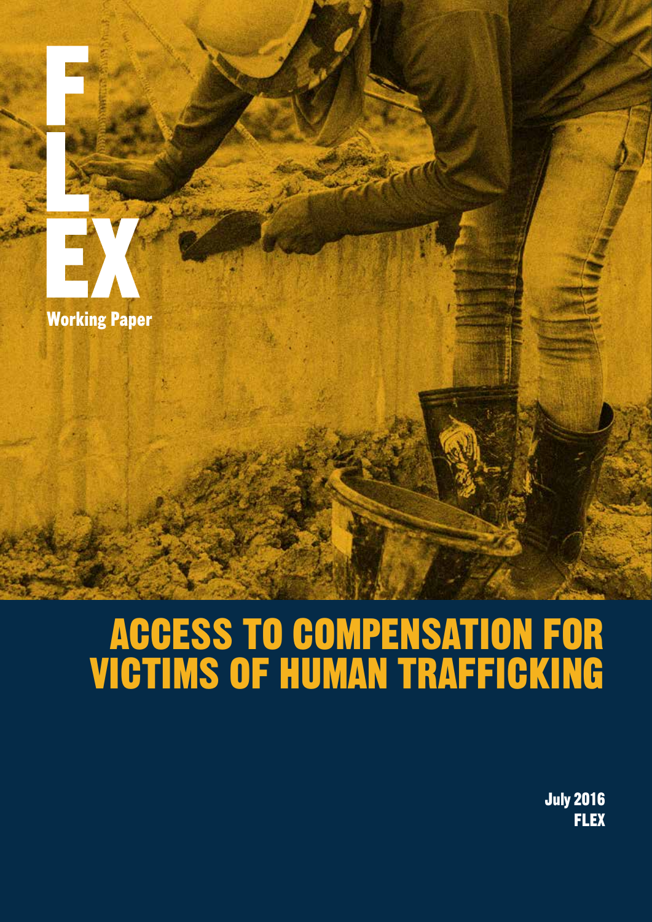FLEX

Working Paper

# ACCESS TO COMPENSATION FOR VICTIMS OF HUMAN TRAFFICKING

July 2016

FLEX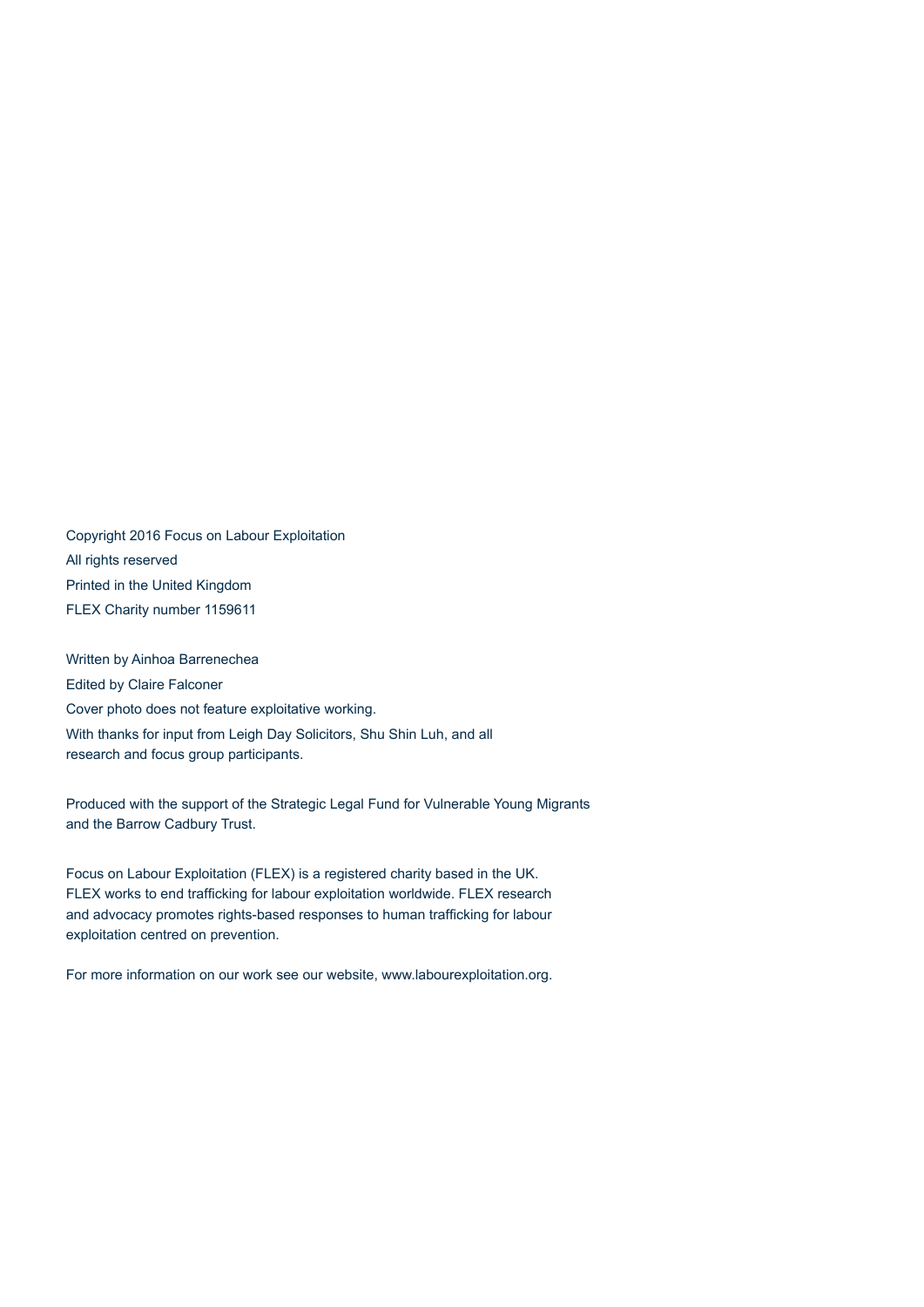Copyright 2016 Focus on Labour Exploitation

All rights reserved

Printed in the United Kingdom

FLEX Charity number 1159611

Written by Ainhoa Barrenechea

Edited by Claire Falconer

Cover photo does not feature exploitative working.

With thanks for input from Leigh Day Solicitors, Shu Shin Luh, and all research and focus group participants.

Produced with the support of the Strategic Legal Fund for Vulnerable Young Migrants and the Barrow Cadbury Trust.

Focus on Labour Exploitation (FLEX) is a registered charity based in the UK. FLEX works to end trafficking for labour exploitation worldwide. FLEX research and advocacy promotes rights-based responses to human trafficking for labour exploitation centred on prevention.

For more information on our work see our website, www.labourexploitation.org.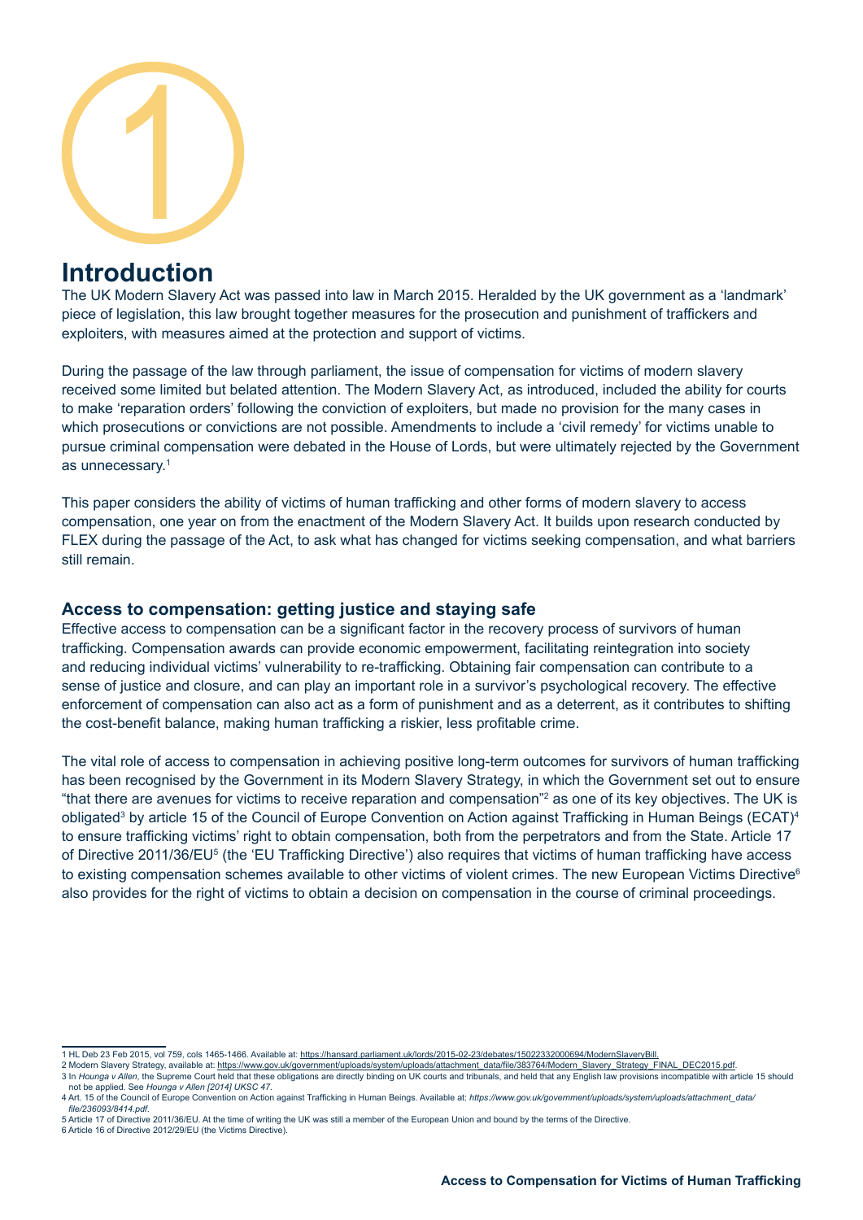# 1

# Introduction

The UK Modern Slavery Act was passed into law in March 2015. Heralded by the UK government as a 'landmark' piece of legislation, this law brought together measures for the prosecution and punishment of traffickers and exploiters, with measures aimed at the protection and support of victims.

During the passage of the law through parliament, the issue of compensation for victims of modern slavery received some limited but belated attention. The Modern Slavery Act, as introduced, included the ability for courts to make 'reparation orders' following the conviction of exploiters, but made no provision for the many cases in which prosecutions or convictions are not possible. Amendments to include a 'civil remedy' for victims unable to pursue criminal compensation were debated in the House of Lords, but were ultimately rejected by the Government as unnecessary.[1]

This paper considers the ability of victims of human trafficking and other forms of modern slavery to access compensation, one year on from the enactment of the Modern Slavery Act. It builds upon research conducted by FLEX during the passage of the Act, to ask what has changed for victims seeking compensation, and what barriers still remain.

## Access to compensation: getting justice and staying safe

Effective access to compensation can be a significant factor in the recovery process of survivors of human trafficking. Compensation awards can provide economic empowerment, facilitating reintegration into society and reducing individual victims' vulnerability to re-trafficking. Obtaining fair compensation can contribute to a sense of justice and closure, and can play an important role in a survivor's psychological recovery. The effective enforcement of compensation can also act as a form of punishment and as a deterrent, as it contributes to shifting the cost-benefit balance, making human trafficking a riskier, less profitable crime.

The vital role of access to compensation in achieving positive long-term outcomes for survivors of human trafficking has been recognised by the Government in its Modern Slavery Strategy, in which the Government set out to ensure "that there are avenues for victims to receive reparation and compensation"[2] as one of its key objectives. The UK is obligated[3] by article 15 of the Council of Europe Convention on Action against Trafficking in Human Beings (ECAT)[4] to ensure trafficking victims' right to obtain compensation, both from the perpetrators and from the State. Article 17 of Directive 2011/36/EU[5] (the 'EU Trafficking Directive') also requires that victims of human trafficking have access to existing compensation schemes available to other victims of violent crimes. The new European Victims Directive[6] also provides for the right of victims to obtain a decision on compensation in the course of criminal proceedings.

---

1 HL Deb 23 Feb 2015, vol 759, cols 1465-1466. Available at: https://hansard.parliament.uk/lords/2015-02-23/debates/15022332000694/ModernSlaveryBill.

2 Modern Slavery Strategy, available at: https://www.gov.uk/government/uploads/system/uploads/attachment_data/file/383764/Modern_Slavery_Strategy_FINAL_DEC2015.pdf.

3 In *Hounga v Allen*, the Supreme Court held that these obligations are directly binding on UK courts and tribunals, and held that any English law provisions incompatible with article 15 should not be applied. See *Hounga v Allen [2014] UKSC 47*.

4 Art. 15 of the Council of Europe Convention on Action against Trafficking in Human Beings. Available at: *https://www.gov.uk/government/uploads/system/uploads/attachment_data/file/236093/8414.pdf*.

5 Article 17 of Directive 2011/36/EU. At the time of writing the UK was still a member of the European Union and bound by the terms of the Directive.

6 Article 16 of Directive 2012/29/EU (the Victims Directive).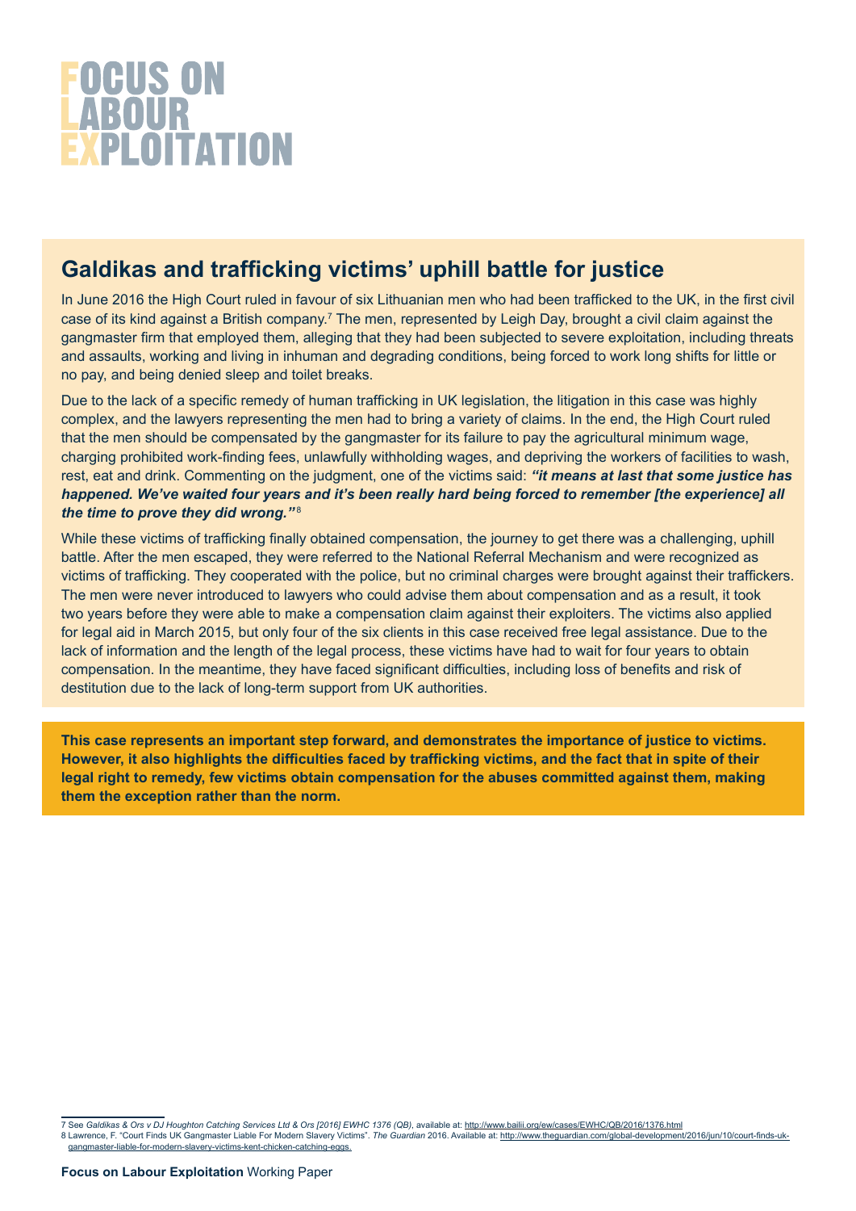# FOCUS ON LABOUR EXPLOITATION

## Galdikas and trafficking victims' uphill battle for justice

In June 2016 the High Court ruled in favour of six Lithuanian men who had been trafficked to the UK, in the first civil case of its kind against a British company.[7] The men, represented by Leigh Day, brought a civil claim against the gangmaster firm that employed them, alleging that they had been subjected to severe exploitation, including threats and assaults, working and living in inhuman and degrading conditions, being forced to work long shifts for little or no pay, and being denied sleep and toilet breaks.

Due to the lack of a specific remedy of human trafficking in UK legislation, the litigation in this case was highly complex, and the lawyers representing the men had to bring a variety of claims. In the end, the High Court ruled that the men should be compensated by the gangmaster for its failure to pay the agricultural minimum wage, charging prohibited work-finding fees, unlawfully withholding wages, and depriving the workers of facilities to wash, rest, eat and drink. Commenting on the judgment, one of the victims said: ***"it means at last that some justice has happened. We've waited four years and it's been really hard being forced to remember [the experience] all the time to prove they did wrong."***[8]

While these victims of trafficking finally obtained compensation, the journey to get there was a challenging, uphill battle. After the men escaped, they were referred to the National Referral Mechanism and were recognized as victims of trafficking. They cooperated with the police, but no criminal charges were brought against their traffickers. The men were never introduced to lawyers who could advise them about compensation and as a result, it took two years before they were able to make a compensation claim against their exploiters. The victims also applied for legal aid in March 2015, but only four of the six clients in this case received free legal assistance. Due to the lack of information and the length of the legal process, these victims have had to wait for four years to obtain compensation. In the meantime, they have faced significant difficulties, including loss of benefits and risk of destitution due to the lack of long-term support from UK authorities.

**This case represents an important step forward, and demonstrates the importance of justice to victims. However, it also highlights the difficulties faced by trafficking victims, and the fact that in spite of their legal right to remedy, few victims obtain compensation for the abuses committed against them, making them the exception rather than the norm.**

---

7 See *Galdikas & Ors v DJ Houghton Catching Services Ltd & Ors [2016] EWHC 1376 (QB)*, available at: http://www.bailii.org/ew/cases/EWHC/QB/2016/1376.html

8 Lawrence, F. "Court Finds UK Gangmaster Liable For Modern Slavery Victims". *The Guardian* 2016. Available at: http://www.theguardian.com/global-development/2016/jun/10/court-finds-uk-gangmaster-liable-for-modern-slavery-victims-kent-chicken-catching-eggs.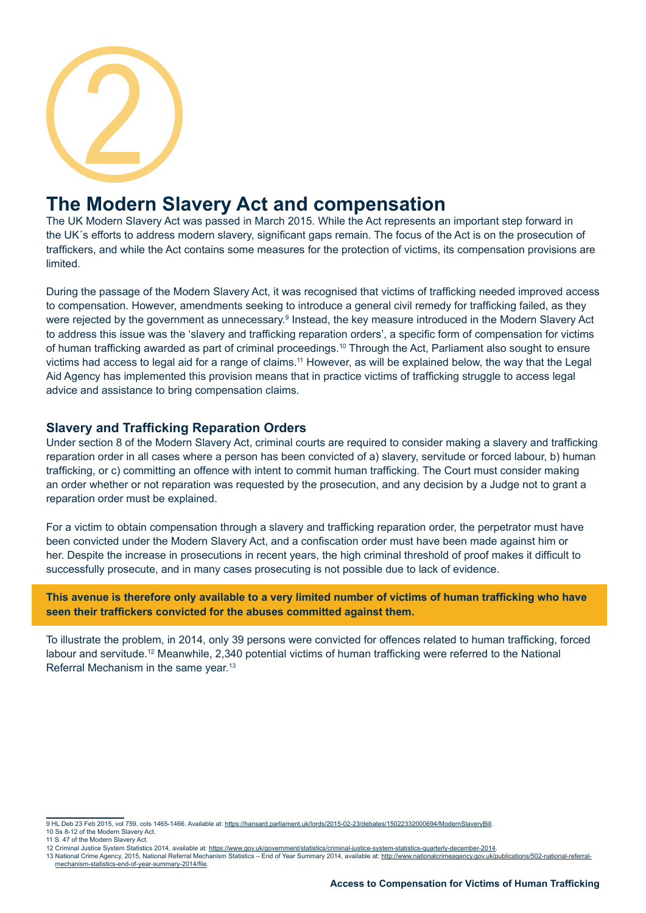# The Modern Slavery Act and compensation

The UK Modern Slavery Act was passed in March 2015. While the Act represents an important step forward in the UK´s efforts to address modern slavery, significant gaps remain. The focus of the Act is on the prosecution of traffickers, and while the Act contains some measures for the protection of victims, its compensation provisions are limited.

During the passage of the Modern Slavery Act, it was recognised that victims of trafficking needed improved access to compensation. However, amendments seeking to introduce a general civil remedy for trafficking failed, as they were rejected by the government as unnecessary.[9] Instead, the key measure introduced in the Modern Slavery Act to address this issue was the 'slavery and trafficking reparation orders', a specific form of compensation for victims of human trafficking awarded as part of criminal proceedings.[10] Through the Act, Parliament also sought to ensure victims had access to legal aid for a range of claims.[11] However, as will be explained below, the way that the Legal Aid Agency has implemented this provision means that in practice victims of trafficking struggle to access legal advice and assistance to bring compensation claims.

## Slavery and Trafficking Reparation Orders

Under section 8 of the Modern Slavery Act, criminal courts are required to consider making a slavery and trafficking reparation order in all cases where a person has been convicted of a) slavery, servitude or forced labour, b) human trafficking, or c) committing an offence with intent to commit human trafficking. The Court must consider making an order whether or not reparation was requested by the prosecution, and any decision by a Judge not to grant a reparation order must be explained.

For a victim to obtain compensation through a slavery and trafficking reparation order, the perpetrator must have been convicted under the Modern Slavery Act, and a confiscation order must have been made against him or her. Despite the increase in prosecutions in recent years, the high criminal threshold of proof makes it difficult to successfully prosecute, and in many cases prosecuting is not possible due to lack of evidence.

**This avenue is therefore only available to a very limited number of victims of human trafficking who have seen their traffickers convicted for the abuses committed against them.**

To illustrate the problem, in 2014, only 39 persons were convicted for offences related to human trafficking, forced labour and servitude.[12] Meanwhile, 2,340 potential victims of human trafficking were referred to the National Referral Mechanism in the same year.[13]

---

9 HL Deb 23 Feb 2015, vol 759, cols 1465-1466. Available at: https://hansard.parliament.uk/lords/2015-02-23/debates/15022332000694/ModernSlaveryBill.

10 Ss 8-12 of the Modern Slavery Act.

11 S. 47 of the Modern Slavery Act.

12 Criminal Justice System Statistics 2014, available at: https://www.gov.uk/government/statistics/criminal-justice-system-statistics-quarterly-december-2014.

13 National Crime Agency, 2015, National Referral Mechanism Statistics – End of Year Summary 2014, available at: http://www.nationalcrimeagency.gov.uk/publications/502-national-referral-mechanism-statistics-end-of-year-summary-2014/file.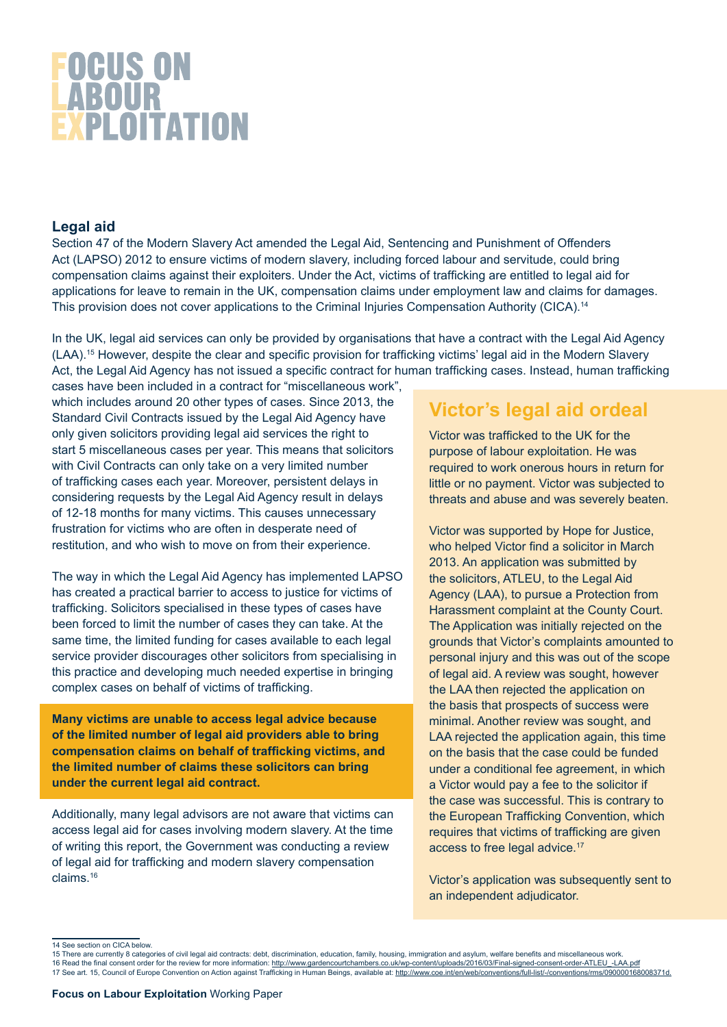## Legal aid

Section 47 of the Modern Slavery Act amended the Legal Aid, Sentencing and Punishment of Offenders Act (LAPSO) 2012 to ensure victims of modern slavery, including forced labour and servitude, could bring compensation claims against their exploiters. Under the Act, victims of trafficking are entitled to legal aid for applications for leave to remain in the UK, compensation claims under employment law and claims for damages. This provision does not cover applications to the Criminal Injuries Compensation Authority (CICA).[14]

In the UK, legal aid services can only be provided by organisations that have a contract with the Legal Aid Agency (LAA).[15] However, despite the clear and specific provision for trafficking victims' legal aid in the Modern Slavery Act, the Legal Aid Agency has not issued a specific contract for human trafficking cases. Instead, human trafficking cases have been included in a contract for "miscellaneous work", which includes around 20 other types of cases. Since 2013, the Standard Civil Contracts issued by the Legal Aid Agency have only given solicitors providing legal aid services the right to start 5 miscellaneous cases per year. This means that solicitors with Civil Contracts can only take on a very limited number of trafficking cases each year. Moreover, persistent delays in considering requests by the Legal Aid Agency result in delays of 12-18 months for many victims. This causes unnecessary frustration for victims who are often in desperate need of restitution, and who wish to move on from their experience.

The way in which the Legal Aid Agency has implemented LAPSO has created a practical barrier to access to justice for victims of trafficking. Solicitors specialised in these types of cases have been forced to limit the number of cases they can take. At the same time, the limited funding for cases available to each legal service provider discourages other solicitors from specialising in this practice and developing much needed expertise in bringing complex cases on behalf of victims of trafficking.

**Many victims are unable to access legal advice because of the limited number of legal aid providers able to bring compensation claims on behalf of trafficking victims, and the limited number of claims these solicitors can bring under the current legal aid contract.**

Additionally, many legal advisors are not aware that victims can access legal aid for cases involving modern slavery. At the time of writing this report, the Government was conducting a review of legal aid for trafficking and modern slavery compensation claims.[16]

### Victor's legal aid ordeal

Victor was trafficked to the UK for the purpose of labour exploitation. He was required to work onerous hours in return for little or no payment. Victor was subjected to threats and abuse and was severely beaten.

Victor was supported by Hope for Justice, who helped Victor find a solicitor in March 2013. An application was submitted by the solicitors, ATLEU, to the Legal Aid Agency (LAA), to pursue a Protection from Harassment complaint at the County Court. The Application was initially rejected on the grounds that Victor's complaints amounted to personal injury and this was out of the scope of legal aid. A review was sought, however the LAA then rejected the application on the basis that prospects of success were minimal. Another review was sought, and LAA rejected the application again, this time on the basis that the case could be funded under a conditional fee agreement, in which a Victor would pay a fee to the solicitor if the case was successful. This is contrary to the European Trafficking Convention, which requires that victims of trafficking are given access to free legal advice.[17]

Victor's application was subsequently sent to an independent adjudicator.

---

14 See section on CICA below.

15 There are currently 8 categories of civil legal aid contracts: debt, discrimination, education, family, housing, immigration and asylum, welfare benefits and miscellaneous work.

16 Read the final consent order for the review for more information: http://www.gardencourtchambers.co.uk/wp-content/uploads/2016/03/Final-signed-consent-order-ATLEU_-LAA.pdf

17 See art. 15, Council of Europe Convention on Action against Trafficking in Human Beings, available at: http://www.coe.int/en/web/conventions/full-list/-/conventions/rms/090000168008371d.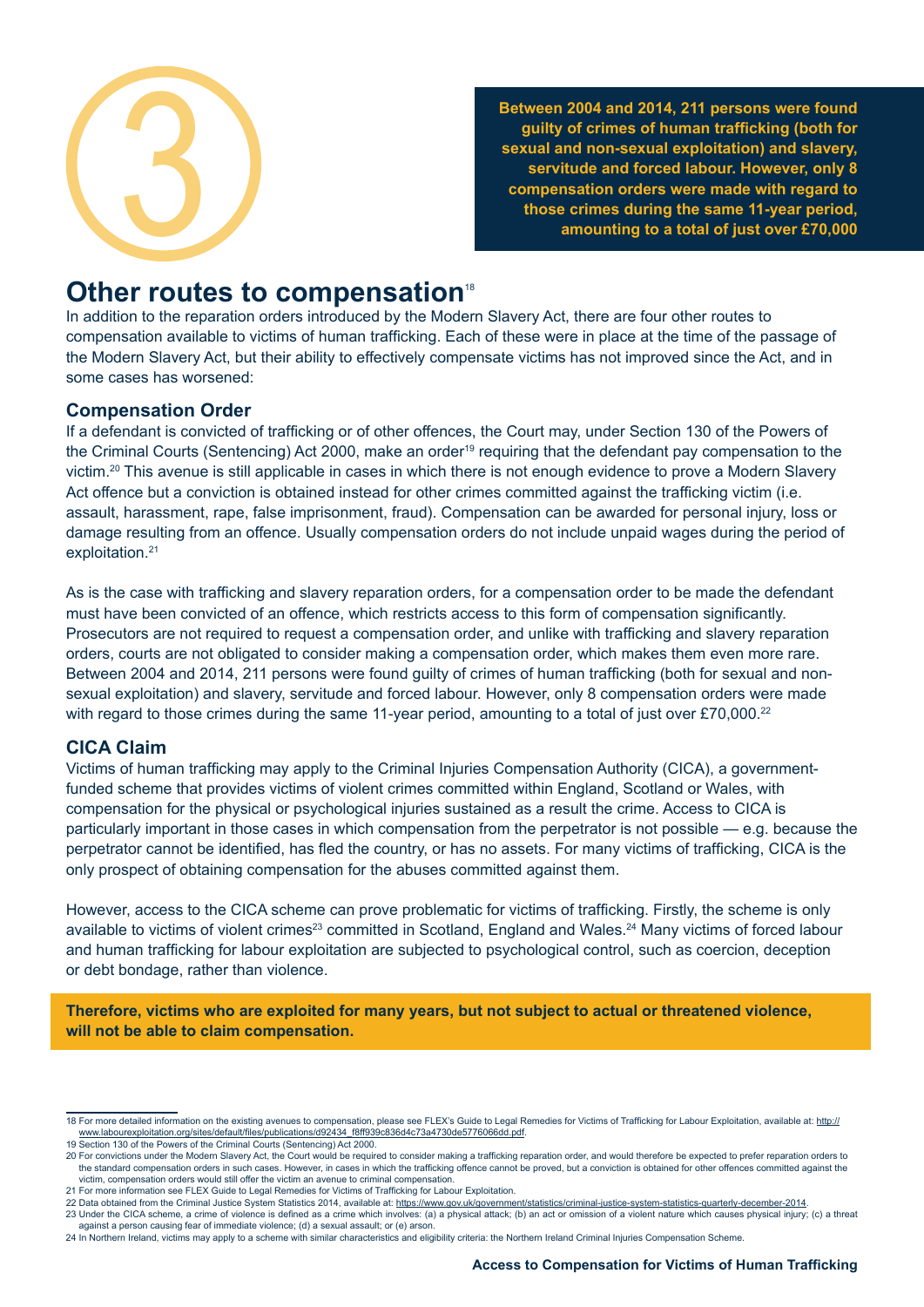3

**Between 2004 and 2014, 211 persons were found guilty of crimes of human trafficking (both for sexual and non-sexual exploitation) and slavery, servitude and forced labour. However, only 8 compensation orders were made with regard to those crimes during the same 11-year period, amounting to a total of just over £70,000**

## Other routes to compensation[18]

In addition to the reparation orders introduced by the Modern Slavery Act, there are four other routes to compensation available to victims of human trafficking. Each of these were in place at the time of the passage of the Modern Slavery Act, but their ability to effectively compensate victims has not improved since the Act, and in some cases has worsened:

### Compensation Order

If a defendant is convicted of trafficking or of other offences, the Court may, under Section 130 of the Powers of the Criminal Courts (Sentencing) Act 2000, make an order[19] requiring that the defendant pay compensation to the victim.[20] This avenue is still applicable in cases in which there is not enough evidence to prove a Modern Slavery Act offence but a conviction is obtained instead for other crimes committed against the trafficking victim (i.e. assault, harassment, rape, false imprisonment, fraud). Compensation can be awarded for personal injury, loss or damage resulting from an offence. Usually compensation orders do not include unpaid wages during the period of exploitation.[21]

As is the case with trafficking and slavery reparation orders, for a compensation order to be made the defendant must have been convicted of an offence, which restricts access to this form of compensation significantly. Prosecutors are not required to request a compensation order, and unlike with trafficking and slavery reparation orders, courts are not obligated to consider making a compensation order, which makes them even more rare. Between 2004 and 2014, 211 persons were found guilty of crimes of human trafficking (both for sexual and non-sexual exploitation) and slavery, servitude and forced labour. However, only 8 compensation orders were made with regard to those crimes during the same 11-year period, amounting to a total of just over £70,000.[22]

### CICA Claim

Victims of human trafficking may apply to the Criminal Injuries Compensation Authority (CICA), a government-funded scheme that provides victims of violent crimes committed within England, Scotland or Wales, with compensation for the physical or psychological injuries sustained as a result the crime. Access to CICA is particularly important in those cases in which compensation from the perpetrator is not possible — e.g. because the perpetrator cannot be identified, has fled the country, or has no assets. For many victims of trafficking, CICA is the only prospect of obtaining compensation for the abuses committed against them.

However, access to the CICA scheme can prove problematic for victims of trafficking. Firstly, the scheme is only available to victims of violent crimes[23] committed in Scotland, England and Wales.[24] Many victims of forced labour and human trafficking for labour exploitation are subjected to psychological control, such as coercion, deception or debt bondage, rather than violence.

**Therefore, victims who are exploited for many years, but not subject to actual or threatened violence, will not be able to claim compensation.**

---

18 For more detailed information on the existing avenues to compensation, please see FLEX's Guide to Legal Remedies for Victims of Trafficking for Labour Exploitation, available at: http://www.labourexploitation.org/sites/default/files/publications/d92434_f8ff939c836d4c73a4730de5776066dd.pdf.

19 Section 130 of the Powers of the Criminal Courts (Sentencing) Act 2000.

20 For convictions under the Modern Slavery Act, the Court would be required to consider making a trafficking reparation order, and would therefore be expected to prefer reparation orders to the standard compensation orders in such cases. However, in cases in which the trafficking offence cannot be proved, but a conviction is obtained for other offences committed against the victim, compensation orders would still offer the victim an avenue to criminal compensation.

21 For more information see FLEX Guide to Legal Remedies for Victims of Trafficking for Labour Exploitation.

22 Data obtained from the Criminal Justice System Statistics 2014, available at: https://www.gov.uk/government/statistics/criminal-justice-system-statistics-quarterly-december-2014.

23 Under the CICA scheme, a crime of violence is defined as a crime which involves: (a) a physical attack; (b) an act or omission of a violent nature which causes physical injury; (c) a threat against a person causing fear of immediate violence; (d) a sexual assault; or (e) arson.

24 In Northern Ireland, victims may apply to a scheme with similar characteristics and eligibility criteria: the Northern Ireland Criminal Injuries Compensation Scheme.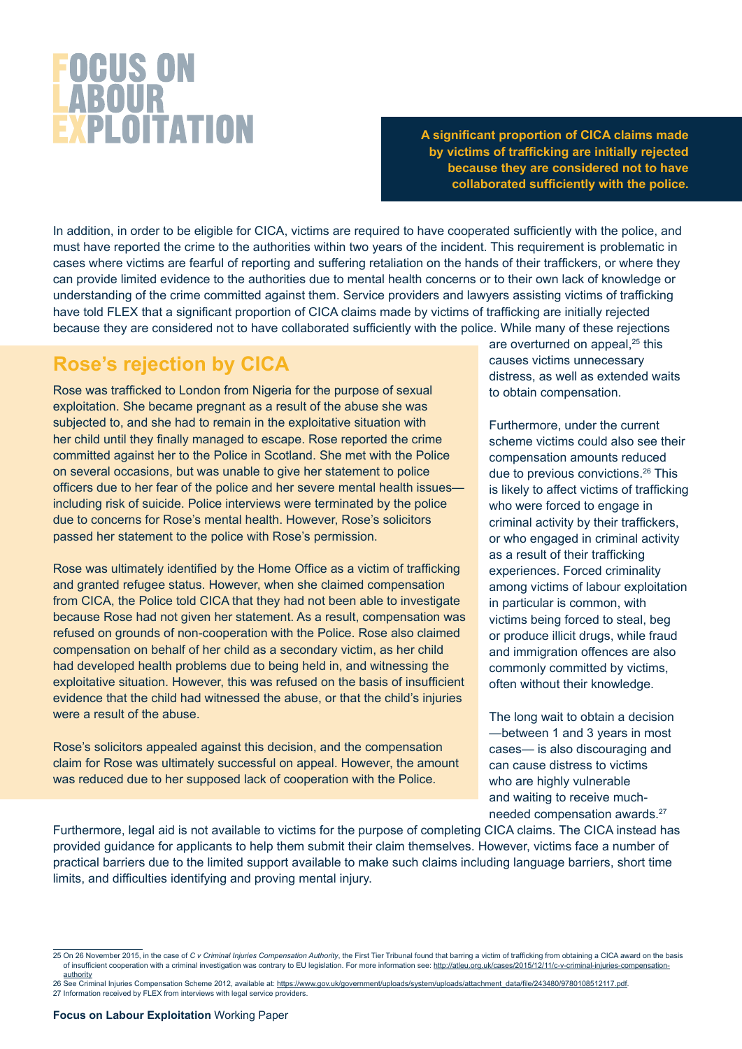A significant proportion of CICA claims made by victims of trafficking are initially rejected because they are considered not to have collaborated sufficiently with the police.

In addition, in order to be eligible for CICA, victims are required to have cooperated sufficiently with the police, and must have reported the crime to the authorities within two years of the incident. This requirement is problematic in cases where victims are fearful of reporting and suffering retaliation on the hands of their traffickers, or where they can provide limited evidence to the authorities due to mental health concerns or to their own lack of knowledge or understanding of the crime committed against them. Service providers and lawyers assisting victims of trafficking have told FLEX that a significant proportion of CICA claims made by victims of trafficking are initially rejected because they are considered not to have collaborated sufficiently with the police. While many of these rejections are overturned on appeal,[25] this causes victims unnecessary distress, as well as extended waits to obtain compensation.

## Rose's rejection by CICA

Rose was trafficked to London from Nigeria for the purpose of sexual exploitation. She became pregnant as a result of the abuse she was subjected to, and she had to remain in the exploitative situation with her child until they finally managed to escape. Rose reported the crime committed against her to the Police in Scotland. She met with the Police on several occasions, but was unable to give her statement to police officers due to her fear of the police and her severe mental health issues—including risk of suicide. Police interviews were terminated by the police due to concerns for Rose's mental health. However, Rose's solicitors passed her statement to the police with Rose's permission.

Rose was ultimately identified by the Home Office as a victim of trafficking and granted refugee status. However, when she claimed compensation from CICA, the Police told CICA that they had not been able to investigate because Rose had not given her statement. As a result, compensation was refused on grounds of non-cooperation with the Police. Rose also claimed compensation on behalf of her child as a secondary victim, as her child had developed health problems due to being held in, and witnessing the exploitative situation. However, this was refused on the basis of insufficient evidence that the child had witnessed the abuse, or that the child's injuries were a result of the abuse.

Rose's solicitors appealed against this decision, and the compensation claim for Rose was ultimately successful on appeal. However, the amount was reduced due to her supposed lack of cooperation with the Police.

Furthermore, under the current scheme victims could also see their compensation amounts reduced due to previous convictions.[26] This is likely to affect victims of trafficking who were forced to engage in criminal activity by their traffickers, or who engaged in criminal activity as a result of their trafficking experiences. Forced criminality among victims of labour exploitation in particular is common, with victims being forced to steal, beg or produce illicit drugs, while fraud and immigration offences are also commonly committed by victims, often without their knowledge.

The long wait to obtain a decision —between 1 and 3 years in most cases— is also discouraging and can cause distress to victims who are highly vulnerable and waiting to receive much-needed compensation awards.[27]

Furthermore, legal aid is not available to victims for the purpose of completing CICA claims. The CICA instead has provided guidance for applicants to help them submit their claim themselves. However, victims face a number of practical barriers due to the limited support available to make such claims including language barriers, short time limits, and difficulties identifying and proving mental injury.

---

25 On 26 November 2015, in the case of *C v Criminal Injuries Compensation Authority*, the First Tier Tribunal found that barring a victim of trafficking from obtaining a CICA award on the basis of insufficient cooperation with a criminal investigation was contrary to EU legislation. For more information see: http://atleu.org.uk/cases/2015/12/11/c-v-criminal-injuries-compensation-authority

26 See Criminal Injuries Compensation Scheme 2012, available at: https://www.gov.uk/government/uploads/system/uploads/attachment_data/file/243480/9780108512117.pdf.

27 Information received by FLEX from interviews with legal service providers.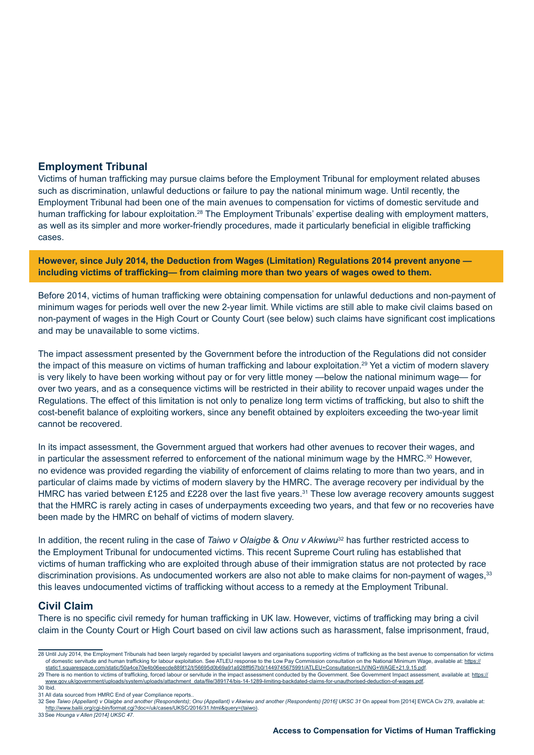## Employment Tribunal

Victims of human trafficking may pursue claims before the Employment Tribunal for employment related abuses such as discrimination, unlawful deductions or failure to pay the national minimum wage. Until recently, the Employment Tribunal had been one of the main avenues to compensation for victims of domestic servitude and human trafficking for labour exploitation.[28] The Employment Tribunals' expertise dealing with employment matters, as well as its simpler and more worker-friendly procedures, made it particularly beneficial in eligible trafficking cases.

**However, since July 2014, the Deduction from Wages (Limitation) Regulations 2014 prevent anyone — including victims of trafficking— from claiming more than two years of wages owed to them.**

Before 2014, victims of human trafficking were obtaining compensation for unlawful deductions and non-payment of minimum wages for periods well over the new 2-year limit. While victims are still able to make civil claims based on non-payment of wages in the High Court or County Court (see below) such claims have significant cost implications and may be unavailable to some victims.

The impact assessment presented by the Government before the introduction of the Regulations did not consider the impact of this measure on victims of human trafficking and labour exploitation.[29] Yet a victim of modern slavery is very likely to have been working without pay or for very little money —below the national minimum wage— for over two years, and as a consequence victims will be restricted in their ability to recover unpaid wages under the Regulations. The effect of this limitation is not only to penalize long term victims of trafficking, but also to shift the cost-benefit balance of exploiting workers, since any benefit obtained by exploiters exceeding the two-year limit cannot be recovered.

In its impact assessment, the Government argued that workers had other avenues to recover their wages, and in particular the assessment referred to enforcement of the national minimum wage by the HMRC.[30] However, no evidence was provided regarding the viability of enforcement of claims relating to more than two years, and in particular of claims made by victims of modern slavery by the HMRC. The average recovery per individual by the HMRC has varied between £125 and £228 over the last five years.[31] These low average recovery amounts suggest that the HMRC is rarely acting in cases of underpayments exceeding two years, and that few or no recoveries have been made by the HMRC on behalf of victims of modern slavery.

In addition, the recent ruling in the case of *Taiwo v Olaigbe* & *Onu v Akwiwu*[32] has further restricted access to the Employment Tribunal for undocumented victims. This recent Supreme Court ruling has established that victims of human trafficking who are exploited through abuse of their immigration status are not protected by race discrimination provisions. As undocumented workers are also not able to make claims for non-payment of wages,[33] this leaves undocumented victims of trafficking without access to a remedy at the Employment Tribunal.

## Civil Claim

There is no specific civil remedy for human trafficking in UK law. However, victims of trafficking may bring a civil claim in the County Court or High Court based on civil law actions such as harassment, false imprisonment, fraud,

---

28 Until July 2014, the Employment Tribunals had been largely regarded by specialist lawyers and organisations supporting victims of trafficking as the best avenue to compensation for victims of domestic servitude and human trafficking for labour exploitation. See ATLEU response to the Low Pay Commission consultation on the National Minimum Wage, available at: https://static1.squarespace.com/static/50a4ce70e4b06eecde889f12/t/56695d0b69a91a928ff957b0/1449745675991/ATLEU+Consultation+LIVING+WAGE+21.9.15.pdf.

29 There is no mention to victims of trafficking, forced labour or servitude in the impact assessment conducted by the Government. See Government Impact assessment, available at: https://www.gov.uk/government/uploads/system/uploads/attachment_data/file/389174/bis-14-1289-limiting-backdated-claims-for-unauthorised-deduction-of-wages.pdf.

30 Ibid.

31 All data sourced from HMRC End of year Compliance reports..

32 See *Taiwo (Appellant) v Olaigbe and another (Respondents)*; *Onu (Appellant) v Akwiwu and another (Respondents) [2016] UKSC 31* On appeal from [2014] EWCA Civ 279, available at: http://www.bailii.org/cgi-bin/format.cgi?doc=/uk/cases/UKSC/2016/31.html&query=(taiwo).

33 See *Hounga v Allen [2014] UKSC 47*.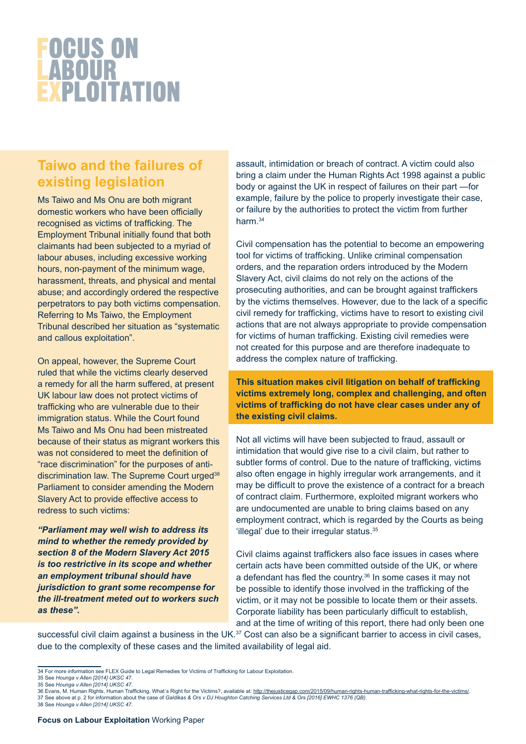# FOCUS ON LABOUR EXPLOITATION

## Taiwo and the failures of existing legislation

Ms Taiwo and Ms Onu are both migrant domestic workers who have been officially recognised as victims of trafficking. The Employment Tribunal initially found that both claimants had been subjected to a myriad of labour abuses, including excessive working hours, non-payment of the minimum wage, harassment, threats, and physical and mental abuse; and accordingly ordered the respective perpetrators to pay both victims compensation. Referring to Ms Taiwo, the Employment Tribunal described her situation as "systematic and callous exploitation".

On appeal, however, the Supreme Court ruled that while the victims clearly deserved a remedy for all the harm suffered, at present UK labour law does not protect victims of trafficking who are vulnerable due to their immigration status. While the Court found Ms Taiwo and Ms Onu had been mistreated because of their status as migrant workers this was not considered to meet the definition of "race discrimination" for the purposes of anti-discrimination law. The Supreme Court urged[38] Parliament to consider amending the Modern Slavery Act to provide effective access to redress to such victims:

***"Parliament may well wish to address its mind to whether the remedy provided by section 8 of the Modern Slavery Act 2015 is too restrictive in its scope and whether an employment tribunal should have jurisdiction to grant some recompense for the ill-treatment meted out to workers such as these".***

assault, intimidation or breach of contract. A victim could also bring a claim under the Human Rights Act 1998 against a public body or against the UK in respect of failures on their part —for example, failure by the police to properly investigate their case, or failure by the authorities to protect the victim from further harm.[34]

Civil compensation has the potential to become an empowering tool for victims of trafficking. Unlike criminal compensation orders, and the reparation orders introduced by the Modern Slavery Act, civil claims do not rely on the actions of the prosecuting authorities, and can be brought against traffickers by the victims themselves. However, due to the lack of a specific civil remedy for trafficking, victims have to resort to existing civil actions that are not always appropriate to provide compensation for victims of human trafficking. Existing civil remedies were not created for this purpose and are therefore inadequate to address the complex nature of trafficking.

**This situation makes civil litigation on behalf of trafficking victims extremely long, complex and challenging, and often victims of trafficking do not have clear cases under any of the existing civil claims.**

Not all victims will have been subjected to fraud, assault or intimidation that would give rise to a civil claim, but rather to subtler forms of control. Due to the nature of trafficking, victims also often engage in highly irregular work arrangements, and it may be difficult to prove the existence of a contract for a breach of contract claim. Furthermore, exploited migrant workers who are undocumented are unable to bring claims based on any employment contract, which is regarded by the Courts as being 'illegal' due to their irregular status.[35]

Civil claims against traffickers also face issues in cases where certain acts have been committed outside of the UK, or where a defendant has fled the country.[36] In some cases it may not be possible to identify those involved in the trafficking of the victim, or it may not be possible to locate them or their assets. Corporate liability has been particularly difficult to establish, and at the time of writing of this report, there had only been one successful civil claim against a business in the UK.[37] Cost can also be a significant barrier to access in civil cases, due to the complexity of these cases and the limited availability of legal aid.

34 For more information see FLEX Guide to Legal Remedies for Victims of Trafficking for Labour Exploitation.
35 See *Hounga v Allen [2014] UKSC 47*.
35 See *Hounga v Allen [2014] UKSC 47*.
36 Evans, M. Human Rights, Human Trafficking, What´s Right for the Victims?, available at: http://thejusticegap.com/2015/09/human-rights-human-trafficking-what-rights-for-the-victims/.
37 See above at p. 2 for information about the case of *Galdikas & Ors v DJ Houghton Catching Services Ltd & Ors [2016] EWHC 1376 (QB)*.
38 See *Hounga v Allen [2014] UKSC 47*.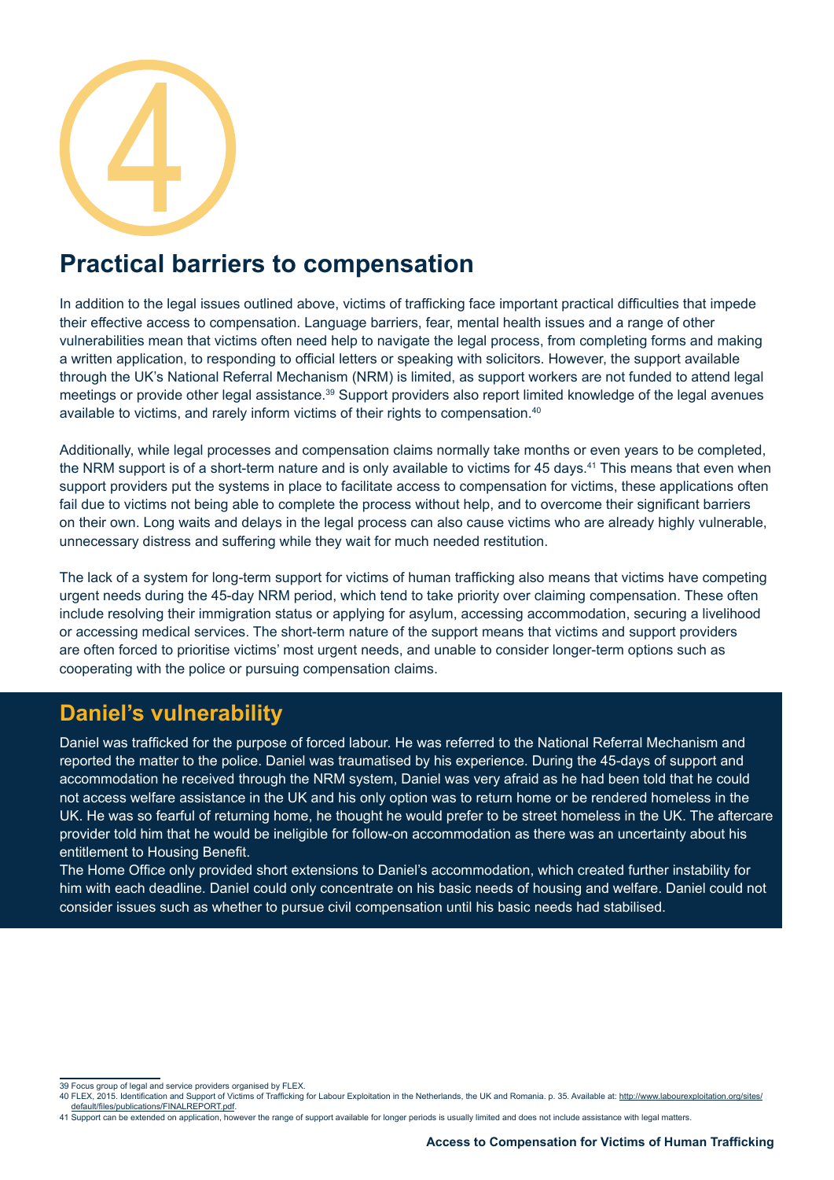4

## Practical barriers to compensation

In addition to the legal issues outlined above, victims of trafficking face important practical difficulties that impede their effective access to compensation. Language barriers, fear, mental health issues and a range of other vulnerabilities mean that victims often need help to navigate the legal process, from completing forms and making a written application, to responding to official letters or speaking with solicitors. However, the support available through the UK's National Referral Mechanism (NRM) is limited, as support workers are not funded to attend legal meetings or provide other legal assistance.[39] Support providers also report limited knowledge of the legal avenues available to victims, and rarely inform victims of their rights to compensation.[40]

Additionally, while legal processes and compensation claims normally take months or even years to be completed, the NRM support is of a short-term nature and is only available to victims for 45 days.[41] This means that even when support providers put the systems in place to facilitate access to compensation for victims, these applications often fail due to victims not being able to complete the process without help, and to overcome their significant barriers on their own. Long waits and delays in the legal process can also cause victims who are already highly vulnerable, unnecessary distress and suffering while they wait for much needed restitution.

The lack of a system for long-term support for victims of human trafficking also means that victims have competing urgent needs during the 45-day NRM period, which tend to take priority over claiming compensation. These often include resolving their immigration status or applying for asylum, accessing accommodation, securing a livelihood or accessing medical services. The short-term nature of the support means that victims and support providers are often forced to prioritise victims' most urgent needs, and unable to consider longer-term options such as cooperating with the police or pursuing compensation claims.

### Daniel's vulnerability

Daniel was trafficked for the purpose of forced labour. He was referred to the National Referral Mechanism and reported the matter to the police. Daniel was traumatised by his experience. During the 45-days of support and accommodation he received through the NRM system, Daniel was very afraid as he had been told that he could not access welfare assistance in the UK and his only option was to return home or be rendered homeless in the UK. He was so fearful of returning home, he thought he would prefer to be street homeless in the UK. The aftercare provider told him that he would be ineligible for follow-on accommodation as there was an uncertainty about his entitlement to Housing Benefit.

The Home Office only provided short extensions to Daniel's accommodation, which created further instability for him with each deadline. Daniel could only concentrate on his basic needs of housing and welfare. Daniel could not consider issues such as whether to pursue civil compensation until his basic needs had stabilised.

---

39 Focus group of legal and service providers organised by FLEX.

40 FLEX, 2015. Identification and Support of Victims of Trafficking for Labour Exploitation in the Netherlands, the UK and Romania. p. 35. Available at: http://www.labourexploitation.org/sites/default/files/publications/FINALREPORT.pdf.

41 Support can be extended on application, however the range of support available for longer periods is usually limited and does not include assistance with legal matters.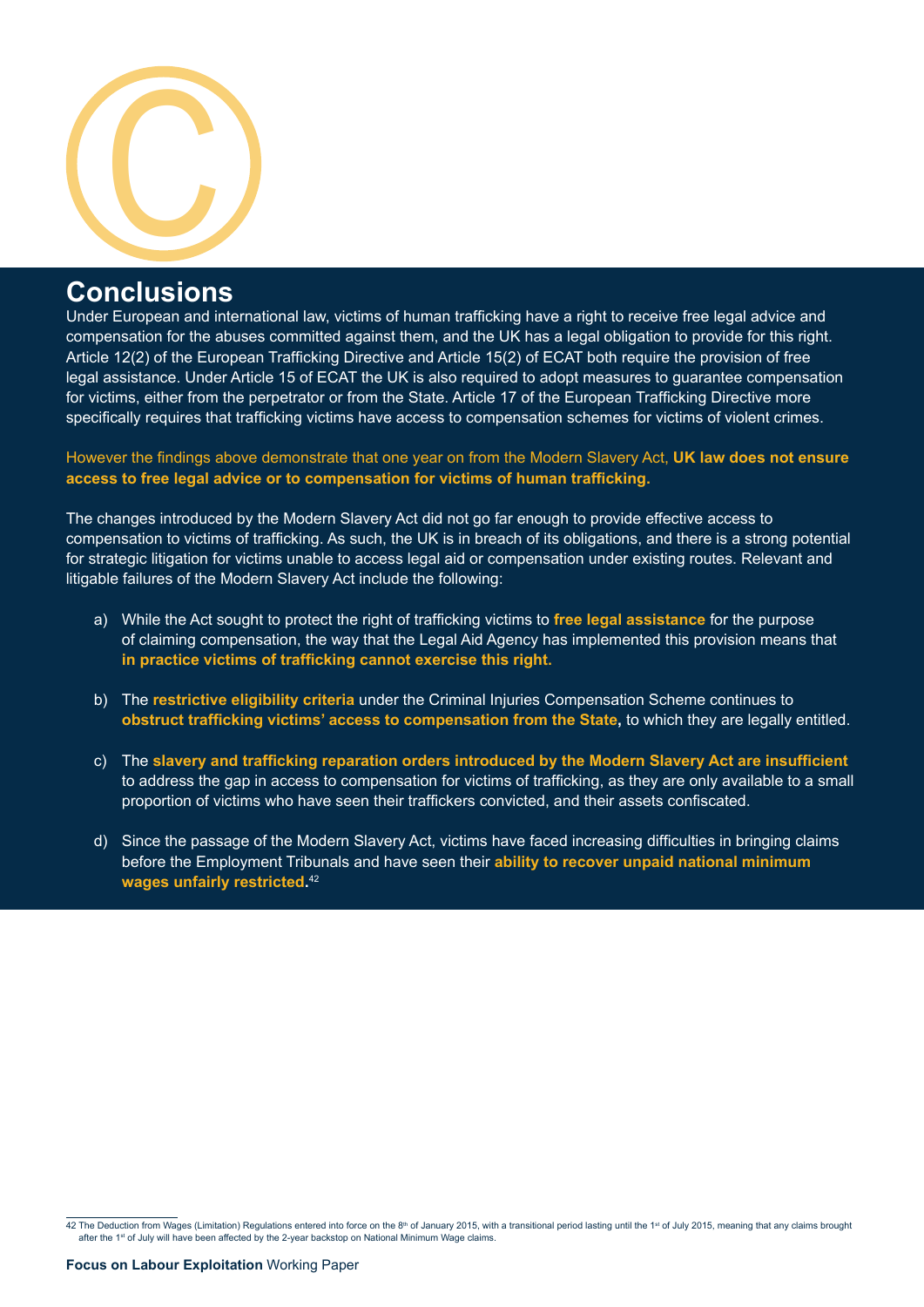## Conclusions

Under European and international law, victims of human trafficking have a right to receive free legal advice and compensation for the abuses committed against them, and the UK has a legal obligation to provide for this right. Article 12(2) of the European Trafficking Directive and Article 15(2) of ECAT both require the provision of free legal assistance. Under Article 15 of ECAT the UK is also required to adopt measures to guarantee compensation for victims, either from the perpetrator or from the State. Article 17 of the European Trafficking Directive more specifically requires that trafficking victims have access to compensation schemes for victims of violent crimes.

However the findings above demonstrate that one year on from the Modern Slavery Act, **UK law does not ensure access to free legal advice or to compensation for victims of human trafficking.**

The changes introduced by the Modern Slavery Act did not go far enough to provide effective access to compensation to victims of trafficking. As such, the UK is in breach of its obligations, and there is a strong potential for strategic litigation for victims unable to access legal aid or compensation under existing routes. Relevant and litigable failures of the Modern Slavery Act include the following:

a) While the Act sought to protect the right of trafficking victims to **free legal assistance** for the purpose of claiming compensation, the way that the Legal Aid Agency has implemented this provision means that **in practice victims of trafficking cannot exercise this right.**

b) The **restrictive eligibility criteria** under the Criminal Injuries Compensation Scheme continues to **obstruct trafficking victims' access to compensation from the State,** to which they are legally entitled.

c) The **slavery and trafficking reparation orders introduced by the Modern Slavery Act are insufficient** to address the gap in access to compensation for victims of trafficking, as they are only available to a small proportion of victims who have seen their traffickers convicted, and their assets confiscated.

d) Since the passage of the Modern Slavery Act, victims have faced increasing difficulties in bringing claims before the Employment Tribunals and have seen their **ability to recover unpaid national minimum wages unfairly restricted.**[42]

---

42 The Deduction from Wages (Limitation) Regulations entered into force on the 8th of January 2015, with a transitional period lasting until the 1st of July 2015, meaning that any claims brought after the 1st of July will have been affected by the 2-year backstop on National Minimum Wage claims.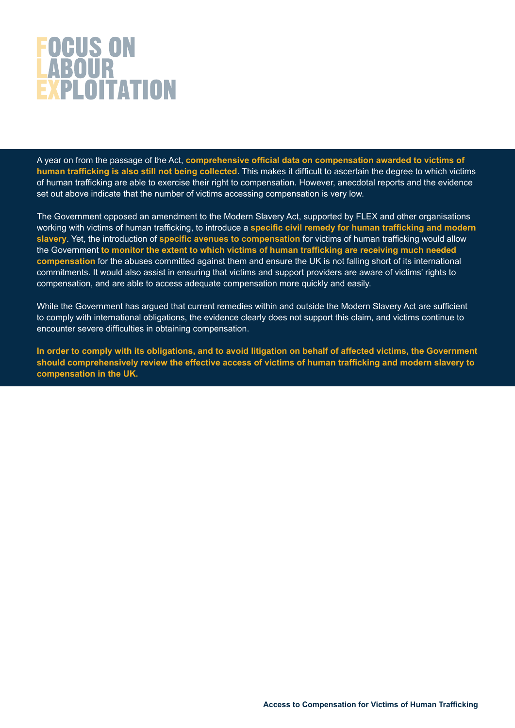A year on from the passage of the Act, **comprehensive official data on compensation awarded to victims of human trafficking is also still not being collected**. This makes it difficult to ascertain the degree to which victims of human trafficking are able to exercise their right to compensation. However, anecdotal reports and the evidence set out above indicate that the number of victims accessing compensation is very low.

The Government opposed an amendment to the Modern Slavery Act, supported by FLEX and other organisations working with victims of human trafficking, to introduce a **specific civil remedy for human trafficking and modern slavery**. Yet, the introduction of **specific avenues to compensation** for victims of human trafficking would allow the Government **to monitor the extent to which victims of human trafficking are receiving much needed compensation** for the abuses committed against them and ensure the UK is not falling short of its international commitments. It would also assist in ensuring that victims and support providers are aware of victims' rights to compensation, and are able to access adequate compensation more quickly and easily.

While the Government has argued that current remedies within and outside the Modern Slavery Act are sufficient to comply with international obligations, the evidence clearly does not support this claim, and victims continue to encounter severe difficulties in obtaining compensation.

**In order to comply with its obligations, and to avoid litigation on behalf of affected victims, the Government should comprehensively review the effective access of victims of human trafficking and modern slavery to compensation in the UK.**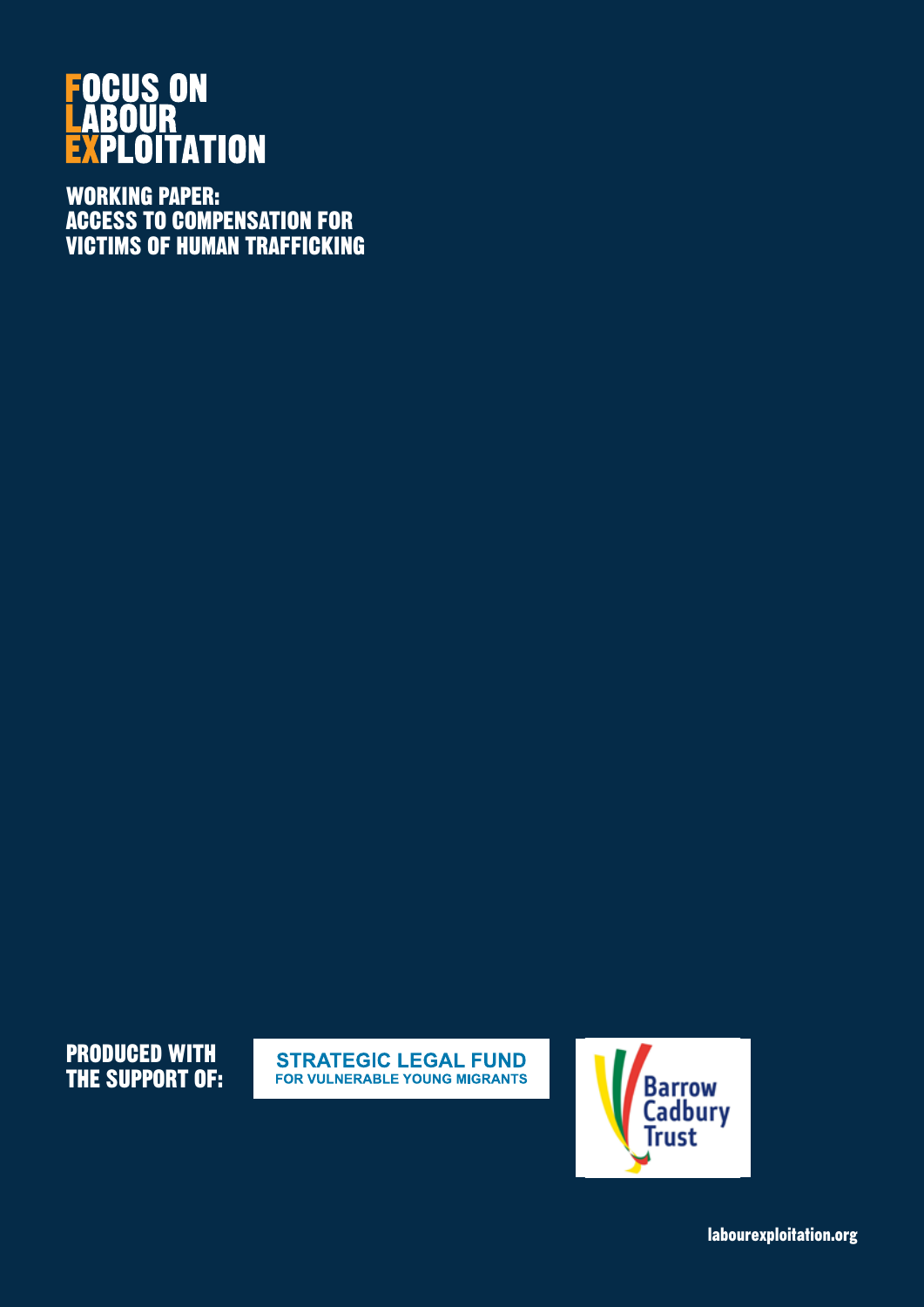# FOCUS ON LABOUR EXPLOITATION

## WORKING PAPER: ACCESS TO COMPENSATION FOR VICTIMS OF HUMAN TRAFFICKING

**PRODUCED WITH THE SUPPORT OF:**

STRATEGIC LEGAL FUND FOR VULNERABLE YOUNG MIGRANTS

Barrow Cadbury Trust

labourexploitation.org